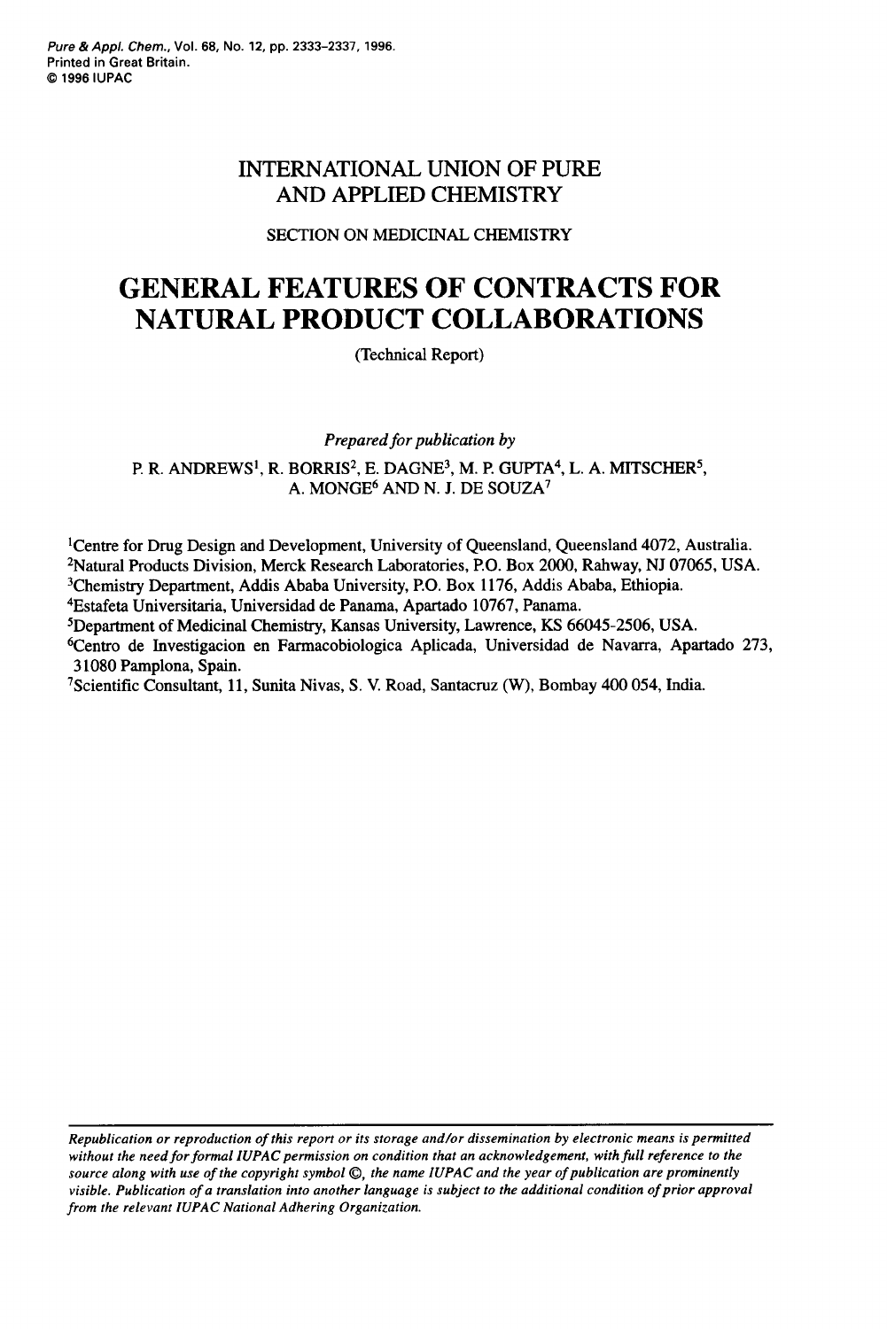# INTERNATIONAL UNION OF PURE AND APPLIED CHEMISTRY

SECTION ON MEDICINAL CHEMISTRY

# GENERAL FEATURES OF CONTRACTS FOR NATURAL PRODUCT COLLABORATIONS

(Technical Report)

*Prepared for publication by*

P. R. ANDREWS[1], R. BORRIS[2], E. DAGNE[3], M. P. GUPTA[4], L. A. MITSCHER[5], A. MONGE[6] AND N. J. DE SOUZA[7]

[1]Centre for Drug Design and Development, University of Queensland, Queensland 4072, Australia.
[2]Natural Products Division, Merck Research Laboratories, P.O. Box 2000, Rahway, NJ 07065, USA.
[3]Chemistry Department, Addis Ababa University, P.O. Box 1176, Addis Ababa, Ethiopia.
[4]Estafeta Universitaria, Universidad de Panama, Apartado 10767, Panama.
[5]Department of Medicinal Chemistry, Kansas University, Lawrence, KS 66045-2506, USA.
[6]Centro de Investigacion en Farmacobiologica Aplicada, Universidad de Navarra, Apartado 273, 31080 Pamplona, Spain.
[7]Scientific Consultant, 11, Sunita Nivas, S. V. Road, Santacruz (W), Bombay 400 054, India.

*Republication or reproduction of this report or its storage and/or dissemination by electronic means is permitted without the need for formal IUPAC permission on condition that an acknowledgement, with full reference to the source along with use of the copyright symbol ©, the name IUPAC and the year of publication are prominently visible. Publication of a translation into another language is subject to the additional condition of prior approval from the relevant IUPAC National Adhering Organization.*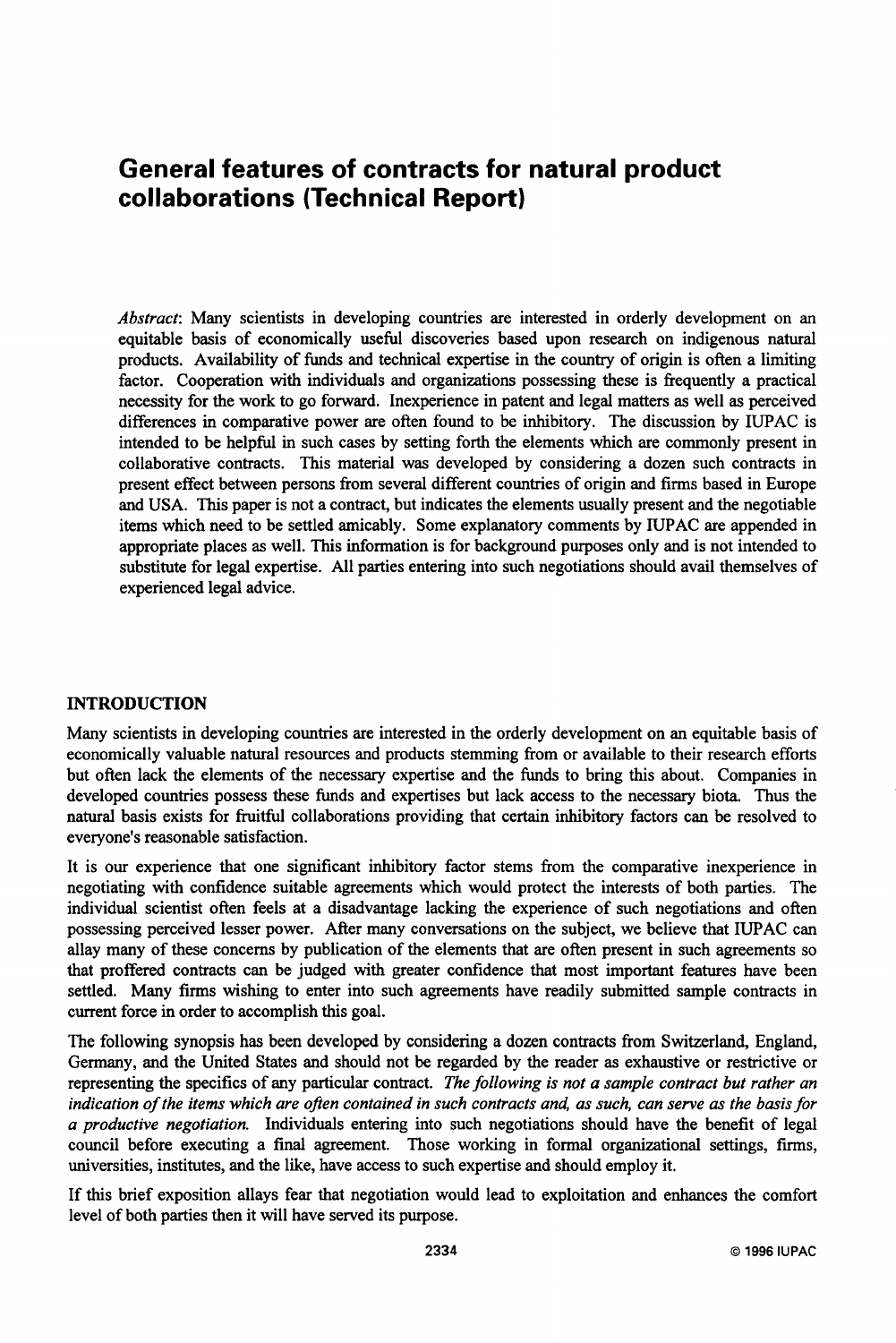# General features of contracts for natural product collaborations (Technical Report)

*Abstract*: Many scientists in developing countries are interested in orderly development on an equitable basis of economically useful discoveries based upon research on indigenous natural products. Availability of funds and technical expertise in the country of origin is often a limiting factor. Cooperation with individuals and organizations possessing these is frequently a practical necessity for the work to go forward. Inexperience in patent and legal matters as well as perceived differences in comparative power are often found to be inhibitory. The discussion by IUPAC is intended to be helpful in such cases by setting forth the elements which are commonly present in collaborative contracts. This material was developed by considering a dozen such contracts in present effect between persons from several different countries of origin and firms based in Europe and USA. This paper is not a contract, but indicates the elements usually present and the negotiable items which need to be settled amicably. Some explanatory comments by IUPAC are appended in appropriate places as well. This information is for background purposes only and is not intended to substitute for legal expertise. All parties entering into such negotiations should avail themselves of experienced legal advice.

## INTRODUCTION

Many scientists in developing countries are interested in the orderly development on an equitable basis of economically valuable natural resources and products stemming from or available to their research efforts but often lack the elements of the necessary expertise and the funds to bring this about. Companies in developed countries possess these funds and expertises but lack access to the necessary biota. Thus the natural basis exists for fruitful collaborations providing that certain inhibitory factors can be resolved to everyone's reasonable satisfaction.

It is our experience that one significant inhibitory factor stems from the comparative inexperience in negotiating with confidence suitable agreements which would protect the interests of both parties. The individual scientist often feels at a disadvantage lacking the experience of such negotiations and often possessing perceived lesser power. After many conversations on the subject, we believe that IUPAC can allay many of these concerns by publication of the elements that are often present in such agreements so that proffered contracts can be judged with greater confidence that most important features have been settled. Many firms wishing to enter into such agreements have readily submitted sample contracts in current force in order to accomplish this goal.

The following synopsis has been developed by considering a dozen contracts from Switzerland, England, Germany, and the United States and should not be regarded by the reader as exhaustive or restrictive or representing the specifics of any particular contract. *The following is not a sample contract but rather an indication of the items which are often contained in such contracts and, as such, can serve as the basis for a productive negotiation.* Individuals entering into such negotiations should have the benefit of legal council before executing a final agreement. Those working in formal organizational settings, firms, universities, institutes, and the like, have access to such expertise and should employ it.

If this brief exposition allays fear that negotiation would lead to exploitation and enhances the comfort level of both parties then it will have served its purpose.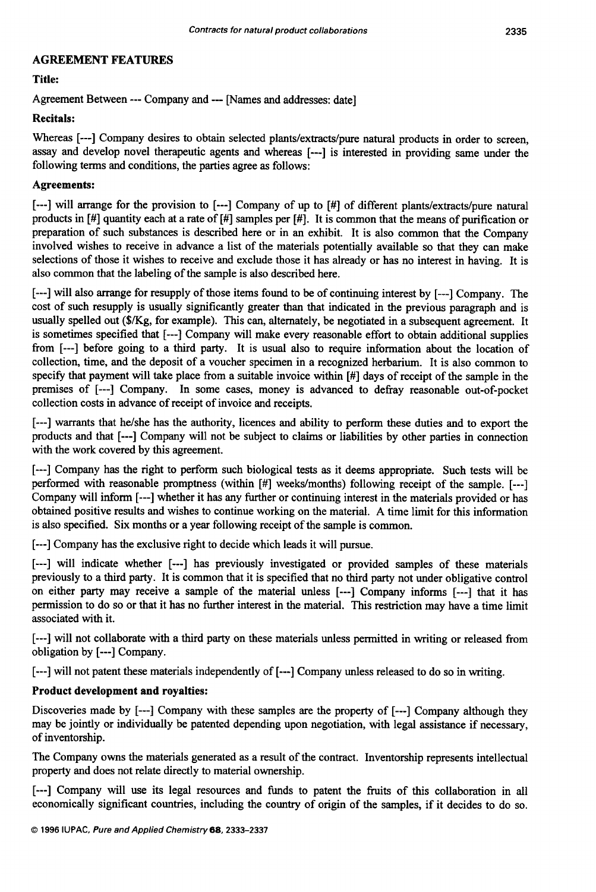## AGREEMENT FEATURES

**Title:**

Agreement Between --- Company and --- [Names and addresses: date]

**Recitals:**

Whereas [---] Company desires to obtain selected plants/extracts/pure natural products in order to screen, assay and develop novel therapeutic agents and whereas [---] is interested in providing same under the following terms and conditions, the parties agree as follows:

**Agreements:**

[---] will arrange for the provision to [---] Company of up to [#] of different plants/extracts/pure natural products in [#] quantity each at a rate of [#] samples per [#]. It is common that the means of purification or preparation of such substances is described here or in an exhibit. It is also common that the Company involved wishes to receive in advance a list of the materials potentially available so that they can make selections of those it wishes to receive and exclude those it has already or has no interest in having. It is also common that the labeling of the sample is also described here.

[---] will also arrange for resupply of those items found to be of continuing interest by [---] Company. The cost of such resupply is usually significantly greater than that indicated in the previous paragraph and is usually spelled out ($/Kg, for example). This can, alternately, be negotiated in a subsequent agreement. It is sometimes specified that [---] Company will make every reasonable effort to obtain additional supplies from [---] before going to a third party. It is usual also to require information about the location of collection, time, and the deposit of a voucher specimen in a recognized herbarium. It is also common to specify that payment will take place from a suitable invoice within [#] days of receipt of the sample in the premises of [---] Company. In some cases, money is advanced to defray reasonable out-of-pocket collection costs in advance of receipt of invoice and receipts.

[---] warrants that he/she has the authority, licences and ability to perform these duties and to export the products and that [---] Company will not be subject to claims or liabilities by other parties in connection with the work covered by this agreement.

[---] Company has the right to perform such biological tests as it deems appropriate. Such tests will be performed with reasonable promptness (within [#] weeks/months) following receipt of the sample. [---] Company will inform [---] whether it has any further or continuing interest in the materials provided or has obtained positive results and wishes to continue working on the material. A time limit for this information is also specified. Six months or a year following receipt of the sample is common.

[---] Company has the exclusive right to decide which leads it will pursue.

[---] will indicate whether [---] has previously investigated or provided samples of these materials previously to a third party. It is common that it is specified that no third party not under obligative control on either party may receive a sample of the material unless [---] Company informs [---] that it has permission to do so or that it has no further interest in the material. This restriction may have a time limit associated with it.

[---] will not collaborate with a third party on these materials unless permitted in writing or released from obligation by [---] Company.

[---] will not patent these materials independently of [---] Company unless released to do so in writing.

**Product development and royalties:**

Discoveries made by [---] Company with these samples are the property of [---] Company although they may be jointly or individually be patented depending upon negotiation, with legal assistance if necessary, of inventorship.

The Company owns the materials generated as a result of the contract. Inventorship represents intellectual property and does not relate directly to material ownership.

[---] Company will use its legal resources and funds to patent the fruits of this collaboration in all economically significant countries, including the country of origin of the samples, if it decides to do so.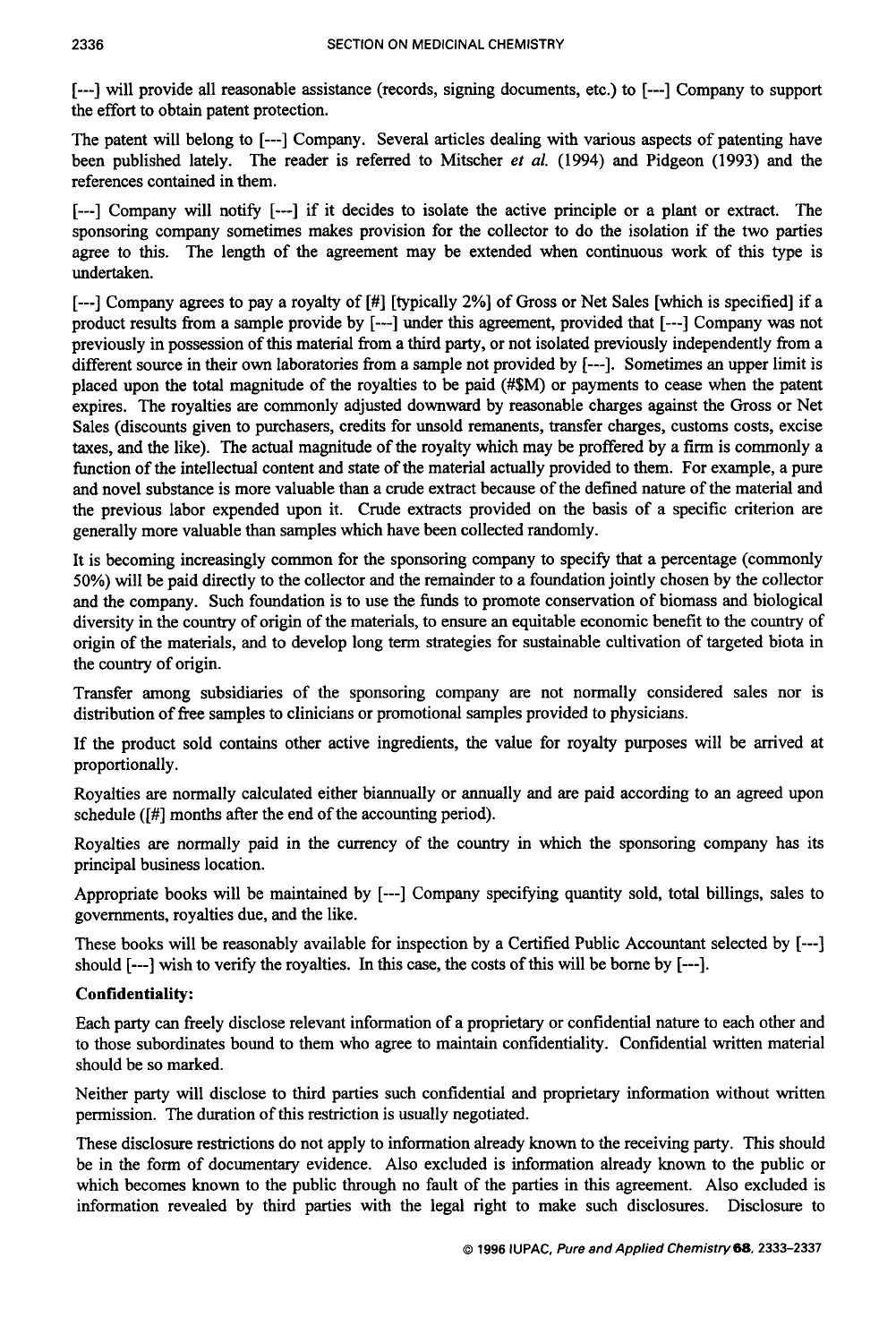[---] will provide all reasonable assistance (records, signing documents, etc.) to [---] Company to support the effort to obtain patent protection.

The patent will belong to [---] Company. Several articles dealing with various aspects of patenting have been published lately. The reader is referred to Mitscher *et al.* (1994) and Pidgeon (1993) and the references contained in them.

[---] Company will notify [---] if it decides to isolate the active principle or a plant or extract. The sponsoring company sometimes makes provision for the collector to do the isolation if the two parties agree to this. The length of the agreement may be extended when continuous work of this type is undertaken.

[---] Company agrees to pay a royalty of [#] [typically 2%] of Gross or Net Sales [which is specified] if a product results from a sample provide by [---] under this agreement, provided that [---] Company was not previously in possession of this material from a third party, or not isolated previously independently from a different source in their own laboratories from a sample not provided by [---]. Sometimes an upper limit is placed upon the total magnitude of the royalties to be paid (#$M) or payments to cease when the patent expires. The royalties are commonly adjusted downward by reasonable charges against the Gross or Net Sales (discounts given to purchasers, credits for unsold remanents, transfer charges, customs costs, excise taxes, and the like). The actual magnitude of the royalty which may be proffered by a firm is commonly a function of the intellectual content and state of the material actually provided to them. For example, a pure and novel substance is more valuable than a crude extract because of the defined nature of the material and the previous labor expended upon it. Crude extracts provided on the basis of a specific criterion are generally more valuable than samples which have been collected randomly.

It is becoming increasingly common for the sponsoring company to specify that a percentage (commonly 50%) will be paid directly to the collector and the remainder to a foundation jointly chosen by the collector and the company. Such foundation is to use the funds to promote conservation of biomass and biological diversity in the country of origin of the materials, to ensure an equitable economic benefit to the country of origin of the materials, and to develop long term strategies for sustainable cultivation of targeted biota in the country of origin.

Transfer among subsidiaries of the sponsoring company are not normally considered sales nor is distribution of free samples to clinicians or promotional samples provided to physicians.

If the product sold contains other active ingredients, the value for royalty purposes will be arrived at proportionally.

Royalties are normally calculated either biannually or annually and are paid according to an agreed upon schedule ([#] months after the end of the accounting period).

Royalties are normally paid in the currency of the country in which the sponsoring company has its principal business location.

Appropriate books will be maintained by [---] Company specifying quantity sold, total billings, sales to governments, royalties due, and the like.

These books will be reasonably available for inspection by a Certified Public Accountant selected by [---] should [---] wish to verify the royalties. In this case, the costs of this will be borne by [---].

**Confidentiality:**

Each party can freely disclose relevant information of a proprietary or confidential nature to each other and to those subordinates bound to them who agree to maintain confidentiality. Confidential written material should be so marked.

Neither party will disclose to third parties such confidential and proprietary information without written permission. The duration of this restriction is usually negotiated.

These disclosure restrictions do not apply to information already known to the receiving party. This should be in the form of documentary evidence. Also excluded is information already known to the public or which becomes known to the public through no fault of the parties in this agreement. Also excluded is information revealed by third parties with the legal right to make such disclosures. Disclosure to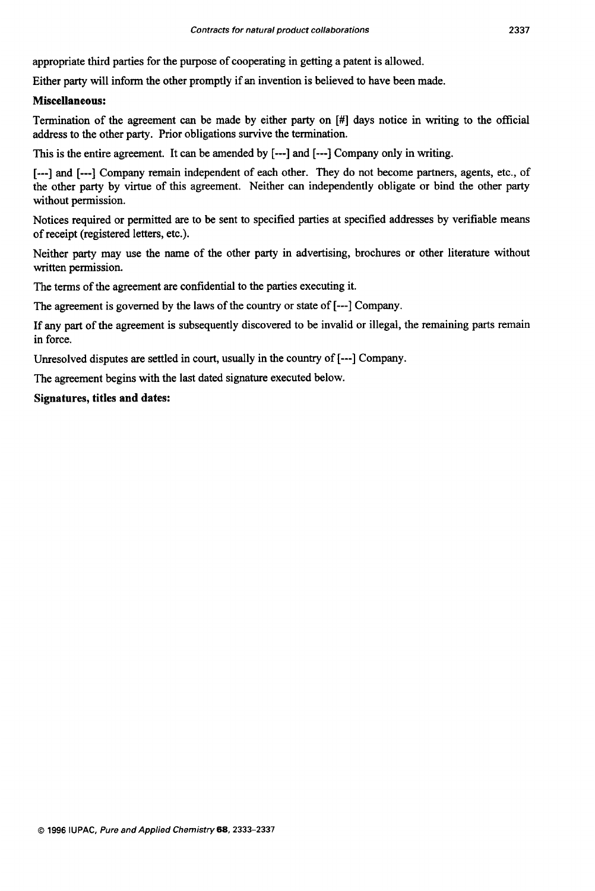appropriate third parties for the purpose of cooperating in getting a patent is allowed.

Either party will inform the other promptly if an invention is believed to have been made.

**Miscellaneous:**

Termination of the agreement can be made by either party on [#] days notice in writing to the official address to the other party. Prior obligations survive the termination.

This is the entire agreement. It can be amended by [---] and [---] Company only in writing.

[---] and [---] Company remain independent of each other. They do not become partners, agents, etc., of the other party by virtue of this agreement. Neither can independently obligate or bind the other party without permission.

Notices required or permitted are to be sent to specified parties at specified addresses by verifiable means of receipt (registered letters, etc.).

Neither party may use the name of the other party in advertising, brochures or other literature without written permission.

The terms of the agreement are confidential to the parties executing it.

The agreement is governed by the laws of the country or state of [---] Company.

If any part of the agreement is subsequently discovered to be invalid or illegal, the remaining parts remain in force.

Unresolved disputes are settled in court, usually in the country of [---] Company.

The agreement begins with the last dated signature executed below.

**Signatures, titles and dates:**